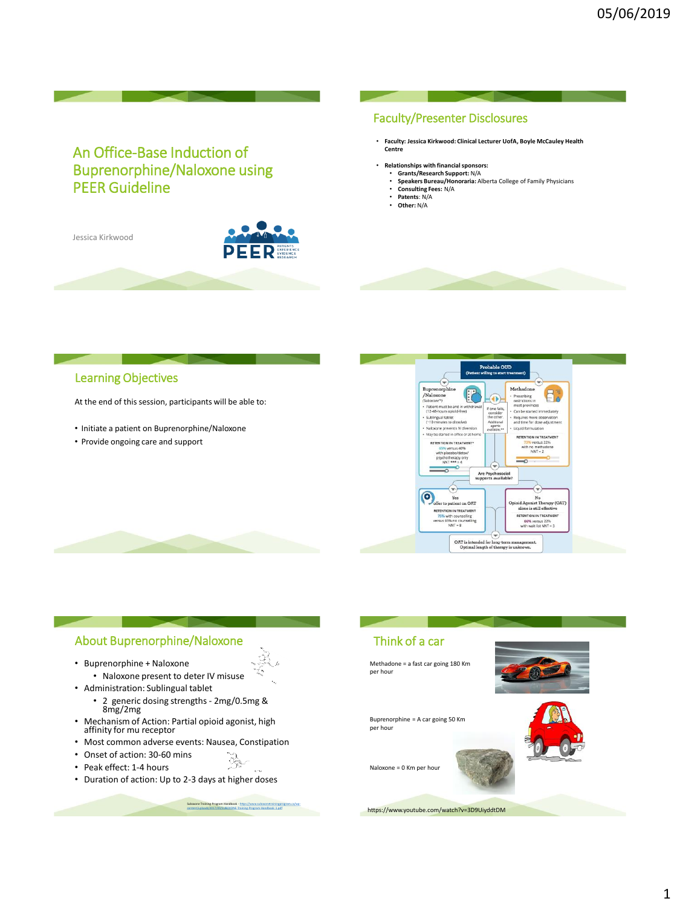# An Office-Base Induction of Buprenorphine/Naloxone using PEER Guideline

Jessica Kirkwood

## Faculty/Presenter Disclosures

- **Faculty: Jessica Kirkwood: Clinical Lecturer UofA, Boyle McCauley Health Centre**
- **Relationships with financial sponsors:**
  - **Grants/Research Support:** N/A
  - **Speakers Bureau/Honoraria:** Alberta College of Family Physicians
  - **Consulting Fees:** N/A
  - **Patents:** N/A
  - **Other:** N/A

## Learning Objectives

At the end of this session, participants will be able to:

- Initiate a patient on Buprenorphine/Naloxone
- Provide ongoing care and support

## Probable OUD (Patient willing to start treatment)

**Buprenorphine/Naloxone** (Suboxone™)
- Patient must be and in withdrawal (12-48 hours opioid-free)
- Sublingual tablet (~10 minutes to dissolve)
- Naloxone prevents IV diversion
- May be started in office or at home

RETENTION IN TREATMENT*: 60% versus 40% with placebo/detox/psychotherapy only NNT*** = 4

If one fails, consider the other. Additional agents available.**

**Methadone**
- Prescribing restrictions in most provinces
- Can be started immediately
- Requires more observation and time for dose adjustment
- Liquid formulation

RETENTION IN TREATMENT: 73% versus 22% with no methadone NNT = 2

Are Psychosocial supports available?

**Yes** – offer to patient on OAT. RETENTION IN TREATMENT: 70% with counselling versus 60% no counselling NNT = 8

**No** – Opioid Agonist Therapy (OAT) alone is still effective. RETENTION IN TREATMENT: 66% versus 22% with wait list NNT = 3

OAT is intended for long-term management. Optimal length of therapy is unknown.

## About Buprenorphine/Naloxone

- Buprenorphine + Naloxone
  - Naloxone present to deter IV misuse
- Administration: Sublingual tablet
  - 2 generic dosing strengths - 2mg/0.5mg & 8mg/2mg
- Mechanism of Action: Partial opioid agonist, high affinity for mu receptor
- Most common adverse events: Nausea, Constipation
- Onset of action: 30-60 mins
- Peak effect: 1-4 hours
- Duration of action: Up to 2-3 days at higher doses

Suboxone Training Program Handbook - https://www.suboxonetrainingprogram.ca/wp-content/uploads/2017/09/SUBOXONE-Training-Program-Handbook-1.pdf

## Think of a car

Methadone = a fast car going 180 Km per hour

Buprenorphine = A car going 50 Km per hour

Naloxone = 0 Km per hour

https://www.youtube.com/watch?v=3D9UiyddtDM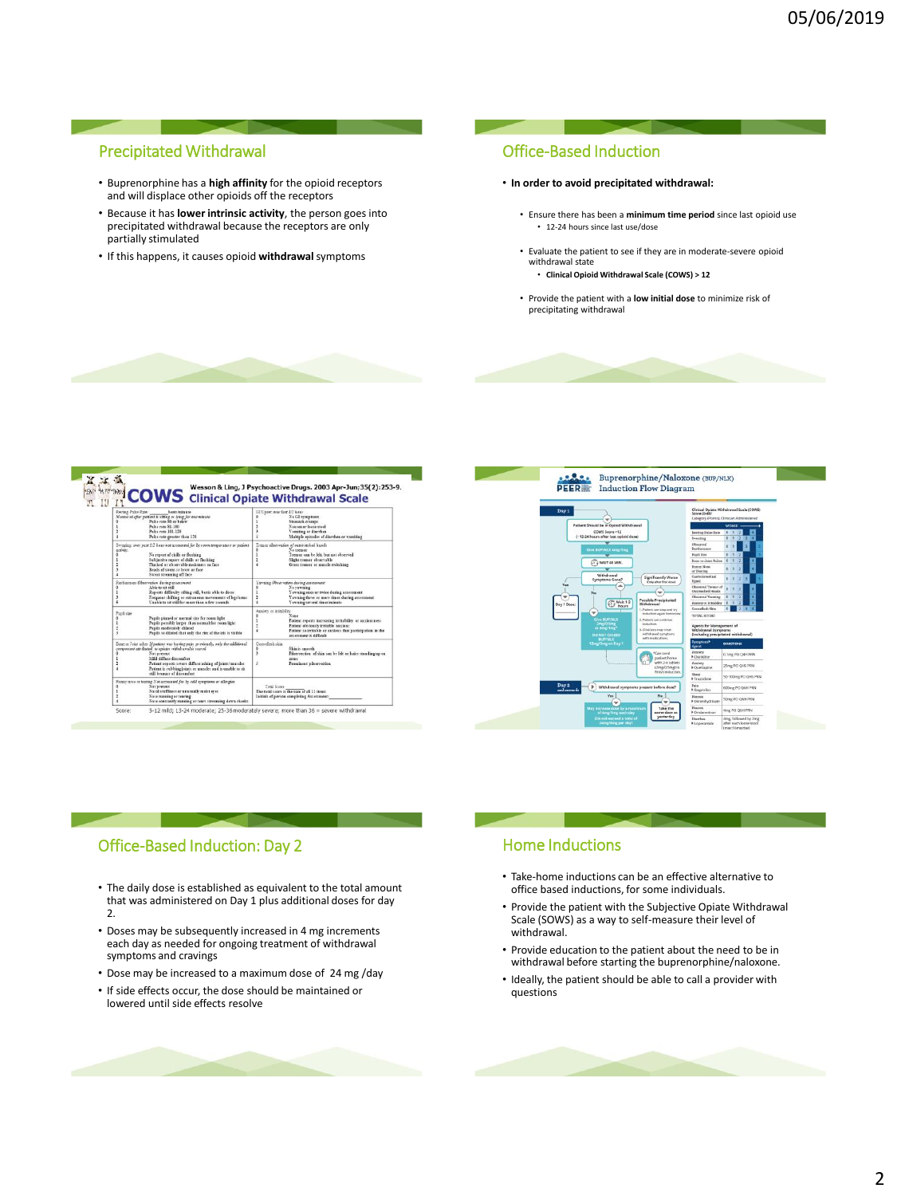## Precipitated Withdrawal

- Buprenorphine has a **high affinity** for the opioid receptors and will displace other opioids off the receptors
- Because it has **lower intrinsic activity**, the person goes into precipitated withdrawal because the receptors are only partially stimulated
- If this happens, it causes opioid **withdrawal** symptoms

## Office-Based Induction

- **In order to avoid precipitated withdrawal:**
  - Ensure there has been a **minimum time period** since last opioid use
    - 12-24 hours since last use/dose
  - Evaluate the patient to see if they are in moderate-severe opioid withdrawal state
    - **Clinical Opioid Withdrawal Scale (COWS) > 12**
  - Provide the patient with a **low initial dose** to minimize risk of precipitating withdrawal

## COWS Clinical Opiate Withdrawal Scale

Wesson & Ling, J Psychoactive Drugs. 2003 Apr-Jun;35(2):253-9.

Score: 5-12 mild; 13-24 moderate; 25-36 moderately severe; more than 36 = severe withdrawal

## Buprenorphine/Naloxone (BUP/NLX) Induction Flow Diagram

## Office-Based Induction: Day 2

- The daily dose is established as equivalent to the total amount that was administered on Day 1 plus additional doses for day 2.
- Doses may be subsequently increased in 4 mg increments each day as needed for ongoing treatment of withdrawal symptoms and cravings
- Dose may be increased to a maximum dose of 24 mg /day
- If side effects occur, the dose should be maintained or lowered until side effects resolve

## Home Inductions

- Take-home inductions can be an effective alternative to office based inductions, for some individuals.
- Provide the patient with the Subjective Opiate Withdrawal Scale (SOWS) as a way to self-measure their level of withdrawal.
- Provide education to the patient about the need to be in withdrawal before starting the buprenorphine/naloxone.
- Ideally, the patient should be able to call a provider with questions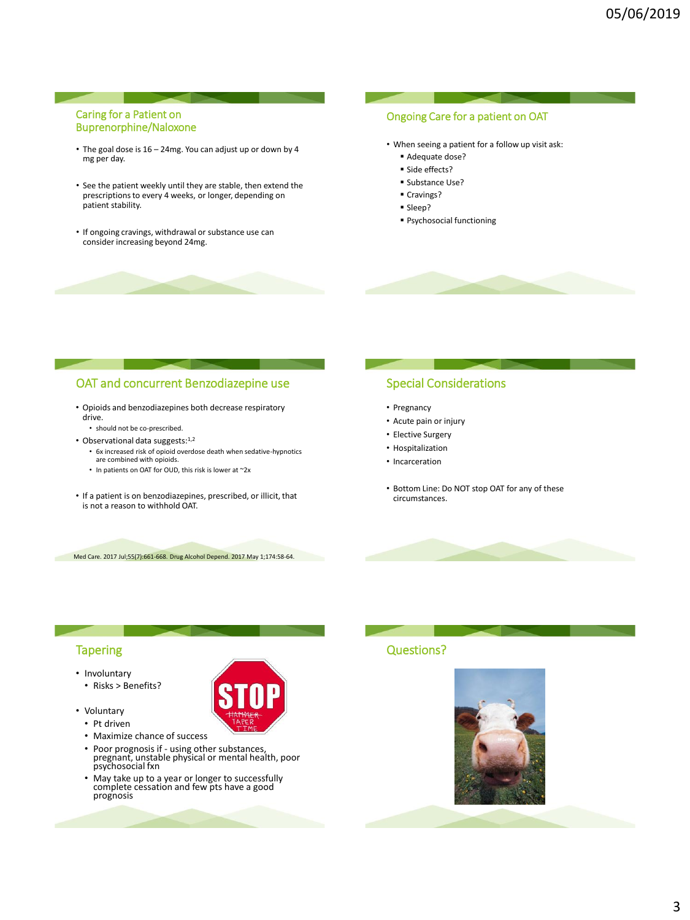## Caring for a Patient on Buprenorphine/Naloxone

- The goal dose is 16 – 24mg. You can adjust up or down by 4 mg per day.
- See the patient weekly until they are stable, then extend the prescriptions to every 4 weeks, or longer, depending on patient stability.
- If ongoing cravings, withdrawal or substance use can consider increasing beyond 24mg.

## Ongoing Care for a patient on OAT

- When seeing a patient for a follow up visit ask:
  - Adequate dose?
  - Side effects?
  - Substance Use?
  - Cravings?
  - Sleep?
  - Psychosocial functioning

## OAT and concurrent Benzodiazepine use

- Opioids and benzodiazepines both decrease respiratory drive.
  - should not be co-prescribed.
- Observational data suggests:[1,2]
  - 6x increased risk of opioid overdose death when sedative-hypnotics are combined with opioids.
  - In patients on OAT for OUD, this risk is lower at ~2x
- If a patient is on benzodiazepines, prescribed, or illicit, that is not a reason to withhold OAT.

Med Care. 2017 Jul;55(7):661-668. Drug Alcohol Depend. 2017 May 1;174:58-64.

## Special Considerations

- Pregnancy
- Acute pain or injury
- Elective Surgery
- Hospitalization
- Incarceration
- Bottom Line: Do NOT stop OAT for any of these circumstances.

## Tapering

- Involuntary
  - Risks > Benefits?
- Voluntary
  - Pt driven
  - Maximize chance of success
  - Poor prognosis if - using other substances, pregnant, unstable physical or mental health, poor psychosocial fxn
  - May take up to a year or longer to successfully complete cessation and few pts have a good prognosis

## Questions?